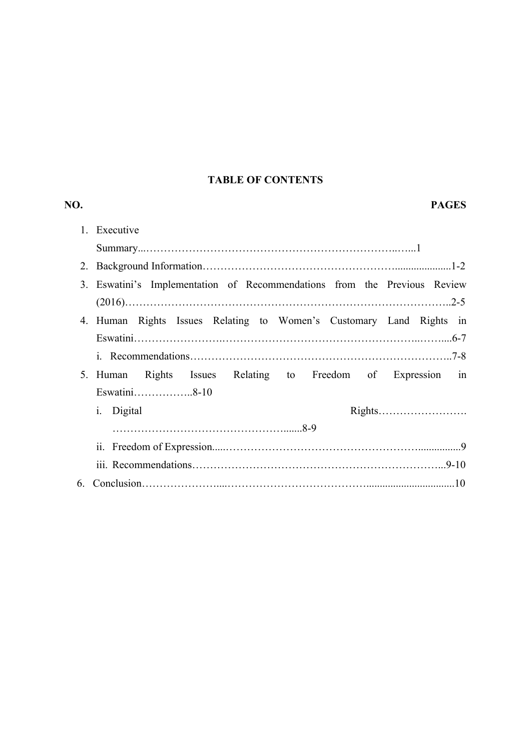# TABLE OF CONTENTS

| NO. | | PAGES |
|---|---|---|
| 1. | Executive Summary | 1 |
| 2. | Background Information | 1-2 |
| 3. | Eswatini's Implementation of Recommendations from the Previous Review (2016) | 2-5 |
| 4. | Human Rights Issues Relating to Women's Customary Land Rights in Eswatini | 6-7 |
| | i. Recommendations | 7-8 |
| 5. | Human Rights Issues Relating to Freedom of Expression in Eswatini | 8-10 |
| | i. Digital Rights | 8-9 |
| | ii. Freedom of Expression | 9 |
| | iii. Recommendations | 9-10 |
| 6. | Conclusion | 10 |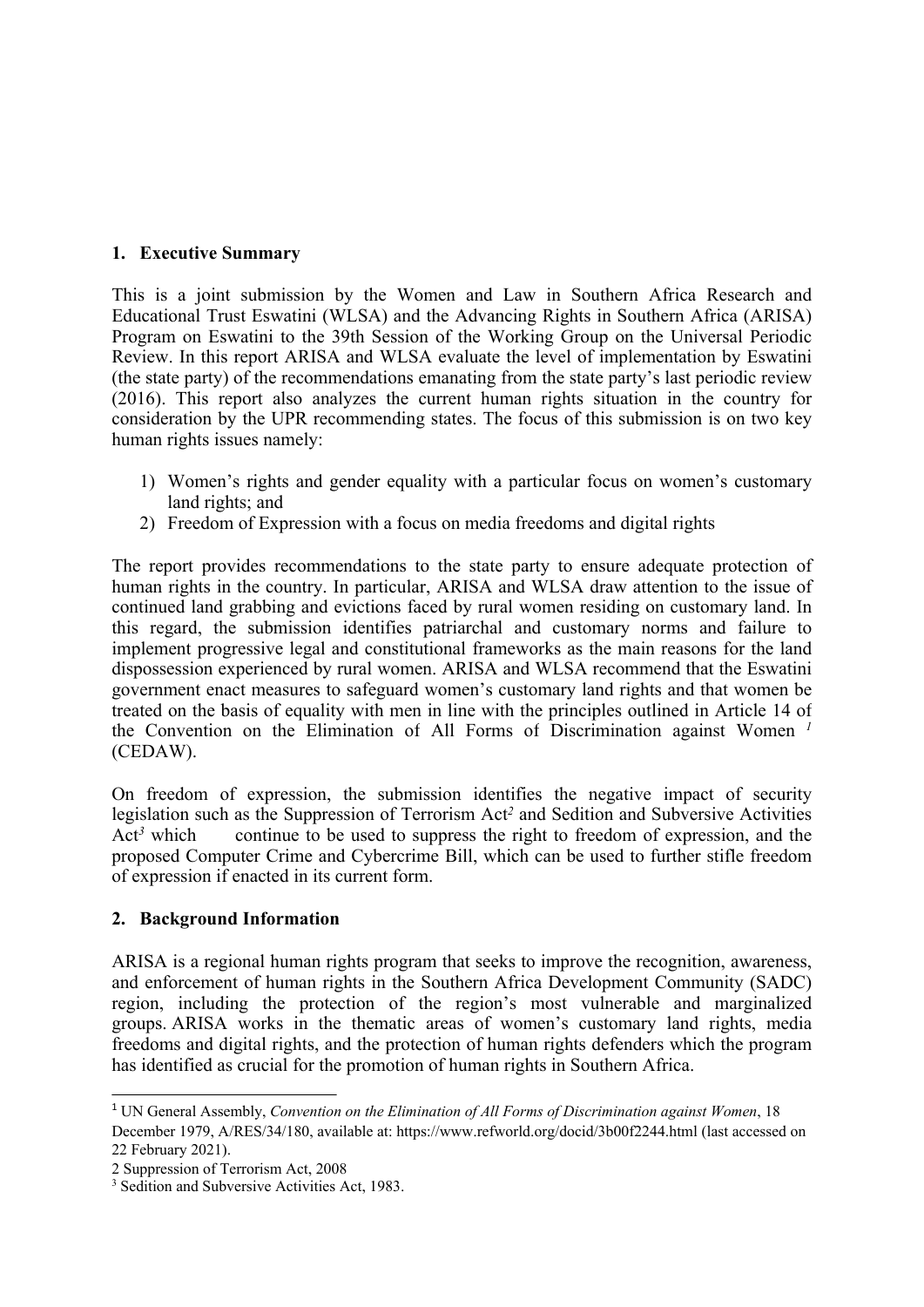## 1. Executive Summary

This is a joint submission by the Women and Law in Southern Africa Research and Educational Trust Eswatini (WLSA) and the Advancing Rights in Southern Africa (ARISA) Program on Eswatini to the 39th Session of the Working Group on the Universal Periodic Review. In this report ARISA and WLSA evaluate the level of implementation by Eswatini (the state party) of the recommendations emanating from the state party's last periodic review (2016). This report also analyzes the current human rights situation in the country for consideration by the UPR recommending states. The focus of this submission is on two key human rights issues namely:

1) Women's rights and gender equality with a particular focus on women's customary land rights; and
2) Freedom of Expression with a focus on media freedoms and digital rights

The report provides recommendations to the state party to ensure adequate protection of human rights in the country. In particular, ARISA and WLSA draw attention to the issue of continued land grabbing and evictions faced by rural women residing on customary land. In this regard, the submission identifies patriarchal and customary norms and failure to implement progressive legal and constitutional frameworks as the main reasons for the land dispossession experienced by rural women. ARISA and WLSA recommend that the Eswatini government enact measures to safeguard women's customary land rights and that women be treated on the basis of equality with men in line with the principles outlined in Article 14 of the Convention on the Elimination of All Forms of Discrimination against Women [1] (CEDAW).

On freedom of expression, the submission identifies the negative impact of security legislation such as the Suppression of Terrorism Act[2] and Sedition and Subversive Activities Act[3] which continue to be used to suppress the right to freedom of expression, and the proposed Computer Crime and Cybercrime Bill, which can be used to further stifle freedom of expression if enacted in its current form.

## 2. Background Information

ARISA is a regional human rights program that seeks to improve the recognition, awareness, and enforcement of human rights in the Southern Africa Development Community (SADC) region, including the protection of the region's most vulnerable and marginalized groups. ARISA works in the thematic areas of women's customary land rights, media freedoms and digital rights, and the protection of human rights defenders which the program has identified as crucial for the promotion of human rights in Southern Africa.

---

[1] UN General Assembly, *Convention on the Elimination of All Forms of Discrimination against Women*, 18 December 1979, A/RES/34/180, available at: https://www.refworld.org/docid/3b00f2244.html (last accessed on 22 February 2021).

[2] Suppression of Terrorism Act, 2008

[3] Sedition and Subversive Activities Act, 1983.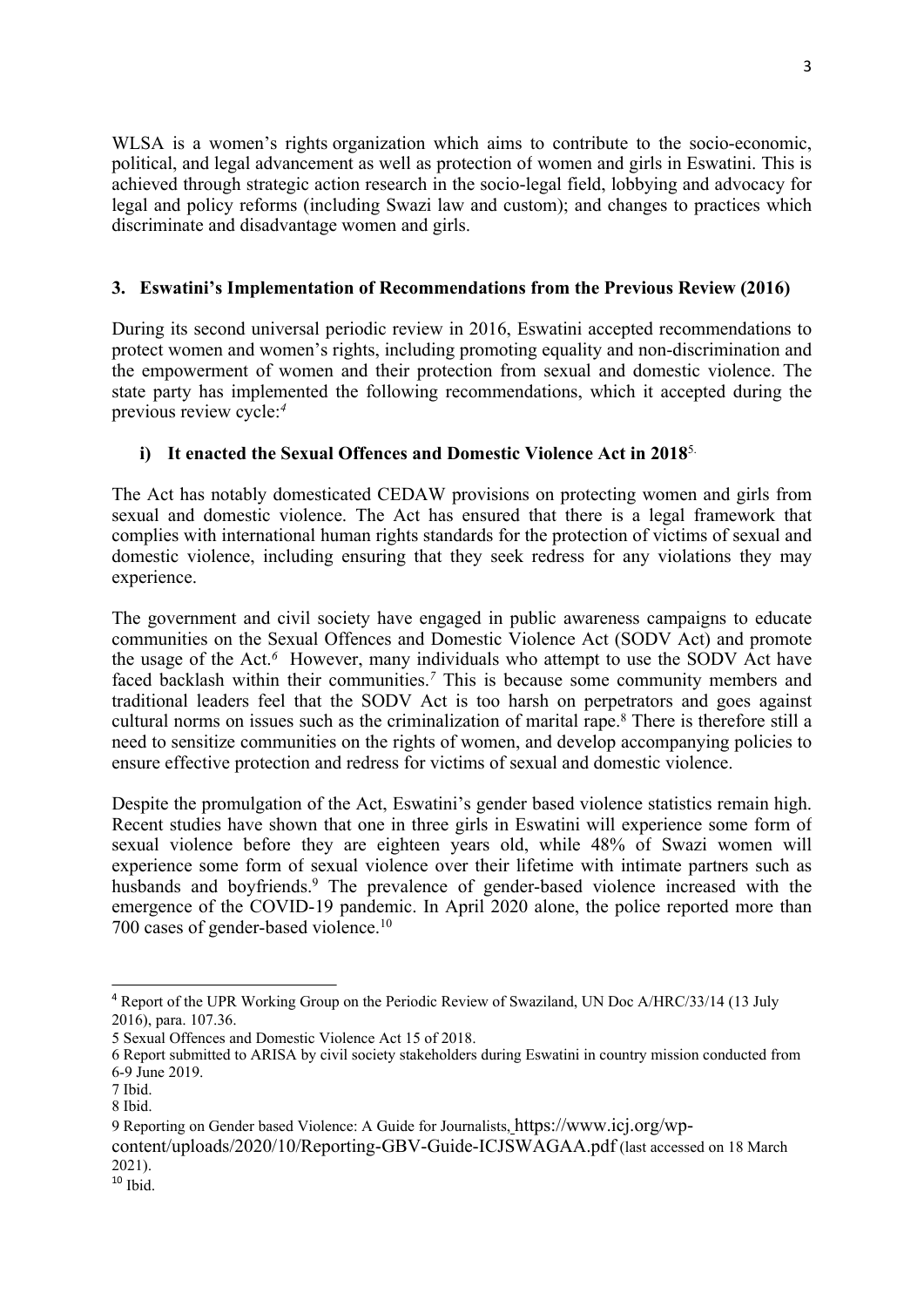WLSA is a women's rights organization which aims to contribute to the socio-economic, political, and legal advancement as well as protection of women and girls in Eswatini. This is achieved through strategic action research in the socio-legal field, lobbying and advocacy for legal and policy reforms (including Swazi law and custom); and changes to practices which discriminate and disadvantage women and girls.

## 3. Eswatini's Implementation of Recommendations from the Previous Review (2016)

During its second universal periodic review in 2016, Eswatini accepted recommendations to protect women and women's rights, including promoting equality and non-discrimination and the empowerment of women and their protection from sexual and domestic violence. The state party has implemented the following recommendations, which it accepted during the previous review cycle:[4]

### i) It enacted the Sexual Offences and Domestic Violence Act in 2018[5].

The Act has notably domesticated CEDAW provisions on protecting women and girls from sexual and domestic violence. The Act has ensured that there is a legal framework that complies with international human rights standards for the protection of victims of sexual and domestic violence, including ensuring that they seek redress for any violations they may experience.

The government and civil society have engaged in public awareness campaigns to educate communities on the Sexual Offences and Domestic Violence Act (SODV Act) and promote the usage of the Act.[6] However, many individuals who attempt to use the SODV Act have faced backlash within their communities.[7] This is because some community members and traditional leaders feel that the SODV Act is too harsh on perpetrators and goes against cultural norms on issues such as the criminalization of marital rape.[8] There is therefore still a need to sensitize communities on the rights of women, and develop accompanying policies to ensure effective protection and redress for victims of sexual and domestic violence.

Despite the promulgation of the Act, Eswatini's gender based violence statistics remain high. Recent studies have shown that one in three girls in Eswatini will experience some form of sexual violence before they are eighteen years old, while 48% of Swazi women will experience some form of sexual violence over their lifetime with intimate partners such as husbands and boyfriends.[9] The prevalence of gender-based violence increased with the emergence of the COVID-19 pandemic. In April 2020 alone, the police reported more than 700 cases of gender-based violence.[10]

---

[4] Report of the UPR Working Group on the Periodic Review of Swaziland, UN Doc A/HRC/33/14 (13 July 2016), para. 107.36.

[5] Sexual Offences and Domestic Violence Act 15 of 2018.

[6] Report submitted to ARISA by civil society stakeholders during Eswatini in country mission conducted from 6-9 June 2019.

[7] Ibid.

[8] Ibid.

[9] Reporting on Gender based Violence: A Guide for Journalists, https://www.icj.org/wp-content/uploads/2020/10/Reporting-GBV-Guide-ICJSWAGAA.pdf (last accessed on 18 March 2021).

[10] Ibid.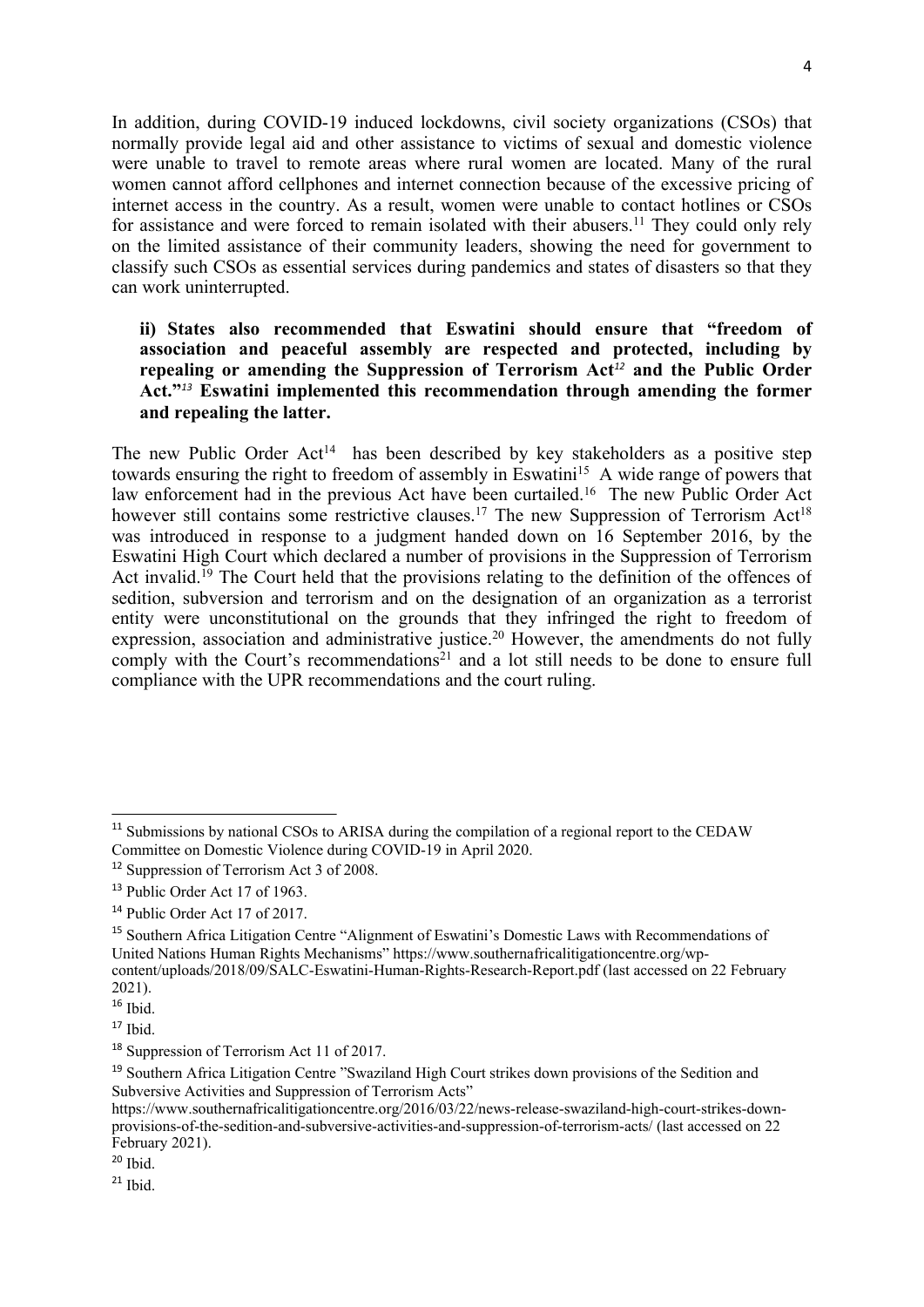In addition, during COVID-19 induced lockdowns, civil society organizations (CSOs) that normally provide legal aid and other assistance to victims of sexual and domestic violence were unable to travel to remote areas where rural women are located. Many of the rural women cannot afford cellphones and internet connection because of the excessive pricing of internet access in the country. As a result, women were unable to contact hotlines or CSOs for assistance and were forced to remain isolated with their abusers.[11] They could only rely on the limited assistance of their community leaders, showing the need for government to classify such CSOs as essential services during pandemics and states of disasters so that they can work uninterrupted.

**ii) States also recommended that Eswatini should ensure that "freedom of association and peaceful assembly are respected and protected, including by repealing or amending the Suppression of Terrorism Act*[12]* and the Public Order Act."*[13]* Eswatini implemented this recommendation through amending the former and repealing the latter.**

The new Public Order Act[14] has been described by key stakeholders as a positive step towards ensuring the right to freedom of assembly in Eswatini[15] A wide range of powers that law enforcement had in the previous Act have been curtailed.[16] The new Public Order Act however still contains some restrictive clauses.[17] The new Suppression of Terrorism Act[18] was introduced in response to a judgment handed down on 16 September 2016, by the Eswatini High Court which declared a number of provisions in the Suppression of Terrorism Act invalid.[19] The Court held that the provisions relating to the definition of the offences of sedition, subversion and terrorism and on the designation of an organization as a terrorist entity were unconstitutional on the grounds that they infringed the right to freedom of expression, association and administrative justice.[20] However, the amendments do not fully comply with the Court's recommendations[21] and a lot still needs to be done to ensure full compliance with the UPR recommendations and the court ruling.

---

[11] Submissions by national CSOs to ARISA during the compilation of a regional report to the CEDAW Committee on Domestic Violence during COVID-19 in April 2020.

[12] Suppression of Terrorism Act 3 of 2008.

[13] Public Order Act 17 of 1963.

[14] Public Order Act 17 of 2017.

[15] Southern Africa Litigation Centre "Alignment of Eswatini's Domestic Laws with Recommendations of United Nations Human Rights Mechanisms" https://www.southernafricalitigationcentre.org/wp-content/uploads/2018/09/SALC-Eswatini-Human-Rights-Research-Report.pdf (last accessed on 22 February 2021).

[16] Ibid.

[17] Ibid.

[18] Suppression of Terrorism Act 11 of 2017.

[19] Southern Africa Litigation Centre "Swaziland High Court strikes down provisions of the Sedition and Subversive Activities and Suppression of Terrorism Acts" https://www.southernafricalitigationcentre.org/2016/03/22/news-release-swaziland-high-court-strikes-down-provisions-of-the-sedition-and-subversive-activities-and-suppression-of-terrorism-acts/ (last accessed on 22 February 2021).

[20] Ibid.

[21] Ibid.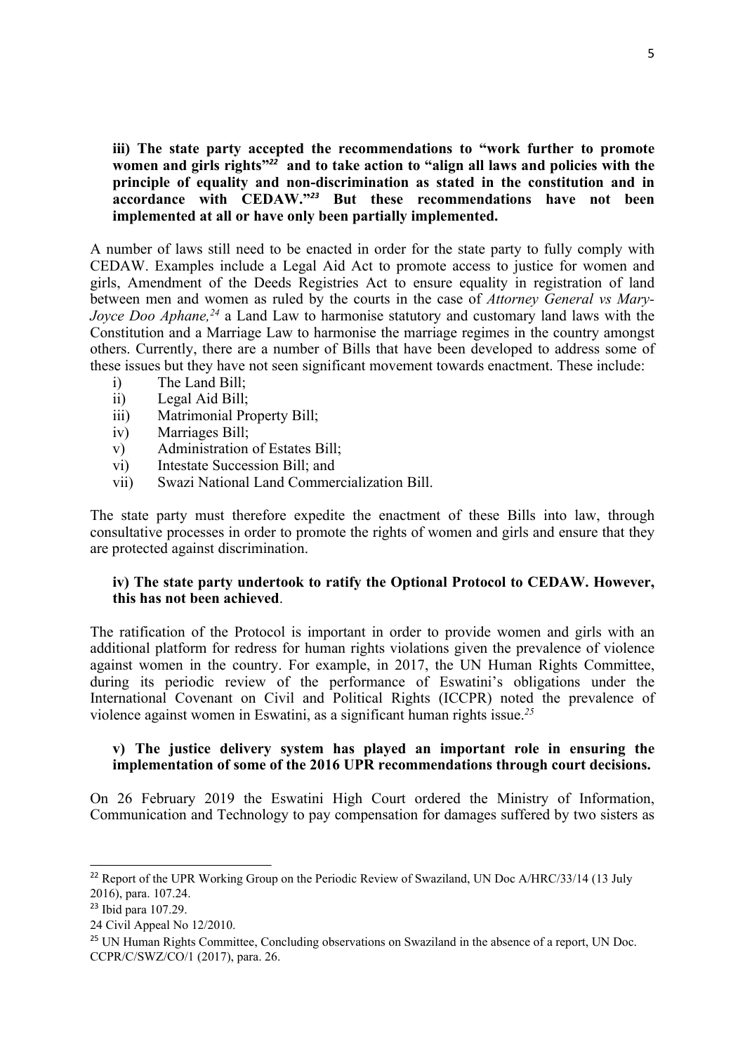**iii) The state party accepted the recommendations to "work further to promote women and girls rights"[22] and to take action to "align all laws and policies with the principle of equality and non-discrimination as stated in the constitution and in accordance with CEDAW."[23] But these recommendations have not been implemented at all or have only been partially implemented.**

A number of laws still need to be enacted in order for the state party to fully comply with CEDAW. Examples include a Legal Aid Act to promote access to justice for women and girls, Amendment of the Deeds Registries Act to ensure equality in registration of land between men and women as ruled by the courts in the case of *Attorney General vs Mary-Joyce Doo Aphane,*[24] a Land Law to harmonise statutory and customary land laws with the Constitution and a Marriage Law to harmonise the marriage regimes in the country amongst others. Currently, there are a number of Bills that have been developed to address some of these issues but they have not seen significant movement towards enactment. These include:

i) The Land Bill;
ii) Legal Aid Bill;
iii) Matrimonial Property Bill;
iv) Marriages Bill;
v) Administration of Estates Bill;
vi) Intestate Succession Bill; and
vii) Swazi National Land Commercialization Bill.

The state party must therefore expedite the enactment of these Bills into law, through consultative processes in order to promote the rights of women and girls and ensure that they are protected against discrimination.

**iv) The state party undertook to ratify the Optional Protocol to CEDAW. However, this has not been achieved**.

The ratification of the Protocol is important in order to provide women and girls with an additional platform for redress for human rights violations given the prevalence of violence against women in the country. For example, in 2017, the UN Human Rights Committee, during its periodic review of the performance of Eswatini's obligations under the International Covenant on Civil and Political Rights (ICCPR) noted the prevalence of violence against women in Eswatini, as a significant human rights issue.[25]

**v) The justice delivery system has played an important role in ensuring the implementation of some of the 2016 UPR recommendations through court decisions.**

On 26 February 2019 the Eswatini High Court ordered the Ministry of Information, Communication and Technology to pay compensation for damages suffered by two sisters as

---

[22] Report of the UPR Working Group on the Periodic Review of Swaziland, UN Doc A/HRC/33/14 (13 July 2016), para. 107.24.

[23] Ibid para 107.29.

24 Civil Appeal No 12/2010.

[25] UN Human Rights Committee, Concluding observations on Swaziland in the absence of a report, UN Doc. CCPR/C/SWZ/CO/1 (2017), para. 26.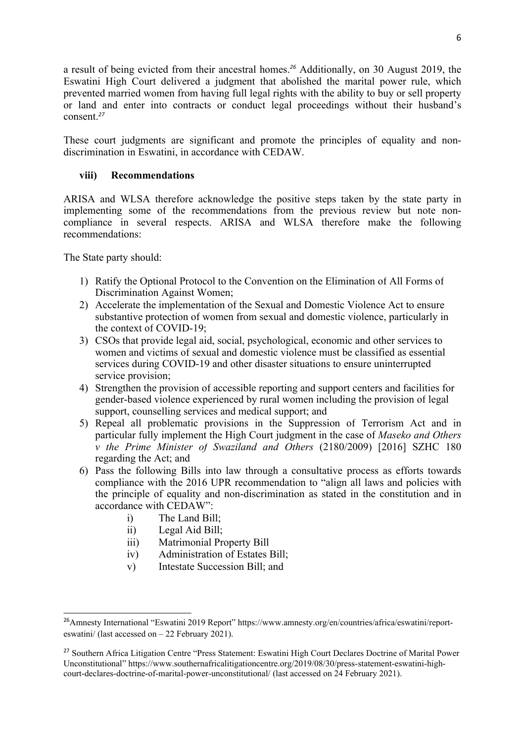a result of being evicted from their ancestral homes.[26] Additionally, on 30 August 2019, the Eswatini High Court delivered a judgment that abolished the marital power rule, which prevented married women from having full legal rights with the ability to buy or sell property or land and enter into contracts or conduct legal proceedings without their husband's consent.[27]

These court judgments are significant and promote the principles of equality and non-discrimination in Eswatini, in accordance with CEDAW.

### viii) Recommendations

ARISA and WLSA therefore acknowledge the positive steps taken by the state party in implementing some of the recommendations from the previous review but note non-compliance in several respects. ARISA and WLSA therefore make the following recommendations:

The State party should:

1) Ratify the Optional Protocol to the Convention on the Elimination of All Forms of Discrimination Against Women;
2) Accelerate the implementation of the Sexual and Domestic Violence Act to ensure substantive protection of women from sexual and domestic violence, particularly in the context of COVID-19;
3) CSOs that provide legal aid, social, psychological, economic and other services to women and victims of sexual and domestic violence must be classified as essential services during COVID-19 and other disaster situations to ensure uninterrupted service provision;
4) Strengthen the provision of accessible reporting and support centers and facilities for gender-based violence experienced by rural women including the provision of legal support, counselling services and medical support; and
5) Repeal all problematic provisions in the Suppression of Terrorism Act and in particular fully implement the High Court judgment in the case of *Maseko and Others v the Prime Minister of Swaziland and Others* (2180/2009) [2016] SZHC 180 regarding the Act; and
6) Pass the following Bills into law through a consultative process as efforts towards compliance with the 2016 UPR recommendation to "align all laws and policies with the principle of equality and non-discrimination as stated in the constitution and in accordance with CEDAW":
    i) The Land Bill;
    ii) Legal Aid Bill;
    iii) Matrimonial Property Bill
    iv) Administration of Estates Bill;
    v) Intestate Succession Bill; and

---

[26] Amnesty International "Eswatini 2019 Report" https://www.amnesty.org/en/countries/africa/eswatini/report-eswatini/ (last accessed on – 22 February 2021).

[27] Southern Africa Litigation Centre "Press Statement: Eswatini High Court Declares Doctrine of Marital Power Unconstitutional" https://www.southernafricalitigationcentre.org/2019/08/30/press-statement-eswatini-high-court-declares-doctrine-of-marital-power-unconstitutional/ (last accessed on 24 February 2021).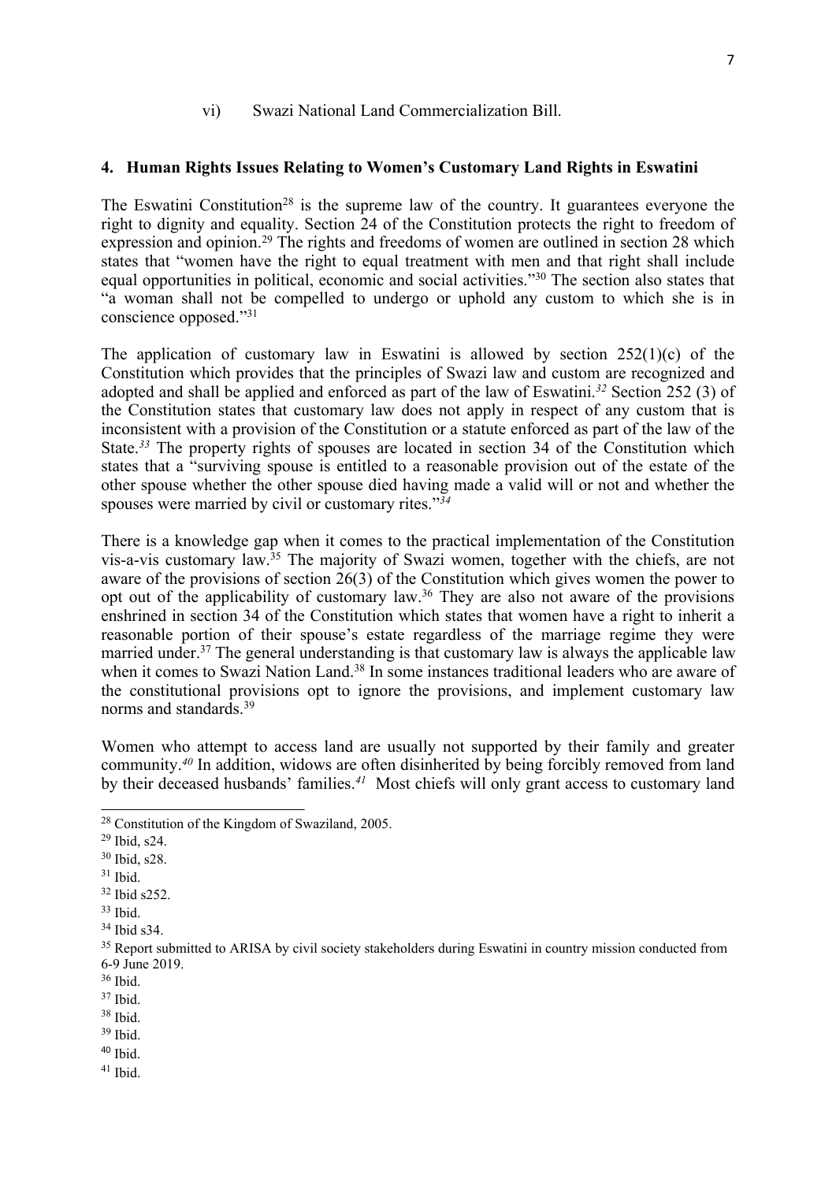vi) Swazi National Land Commercialization Bill.

## 4. Human Rights Issues Relating to Women's Customary Land Rights in Eswatini

The Eswatini Constitution[28] is the supreme law of the country. It guarantees everyone the right to dignity and equality. Section 24 of the Constitution protects the right to freedom of expression and opinion.[29] The rights and freedoms of women are outlined in section 28 which states that "women have the right to equal treatment with men and that right shall include equal opportunities in political, economic and social activities."[30] The section also states that "a woman shall not be compelled to undergo or uphold any custom to which she is in conscience opposed."[31]

The application of customary law in Eswatini is allowed by section 252(1)(c) of the Constitution which provides that the principles of Swazi law and custom are recognized and adopted and shall be applied and enforced as part of the law of Eswatini.[32] Section 252 (3) of the Constitution states that customary law does not apply in respect of any custom that is inconsistent with a provision of the Constitution or a statute enforced as part of the law of the State.[33] The property rights of spouses are located in section 34 of the Constitution which states that a "surviving spouse is entitled to a reasonable provision out of the estate of the other spouse whether the other spouse died having made a valid will or not and whether the spouses were married by civil or customary rites."[34]

There is a knowledge gap when it comes to the practical implementation of the Constitution vis-a-vis customary law.[35] The majority of Swazi women, together with the chiefs, are not aware of the provisions of section 26(3) of the Constitution which gives women the power to opt out of the applicability of customary law.[36] They are also not aware of the provisions enshrined in section 34 of the Constitution which states that women have a right to inherit a reasonable portion of their spouse's estate regardless of the marriage regime they were married under.[37] The general understanding is that customary law is always the applicable law when it comes to Swazi Nation Land.[38] In some instances traditional leaders who are aware of the constitutional provisions opt to ignore the provisions, and implement customary law norms and standards.[39]

Women who attempt to access land are usually not supported by their family and greater community.[40] In addition, widows are often disinherited by being forcibly removed from land by their deceased husbands' families.[41] Most chiefs will only grant access to customary land

---

[28] Constitution of the Kingdom of Swaziland, 2005.

[29] Ibid, s24.

[30] Ibid, s28.

[31] Ibid.

[32] Ibid s252.

[33] Ibid.

[34] Ibid s34.

[35] Report submitted to ARISA by civil society stakeholders during Eswatini in country mission conducted from 6-9 June 2019.

[36] Ibid.

[37] Ibid.

[38] Ibid.

[39] Ibid.

[40] Ibid.

[41] Ibid.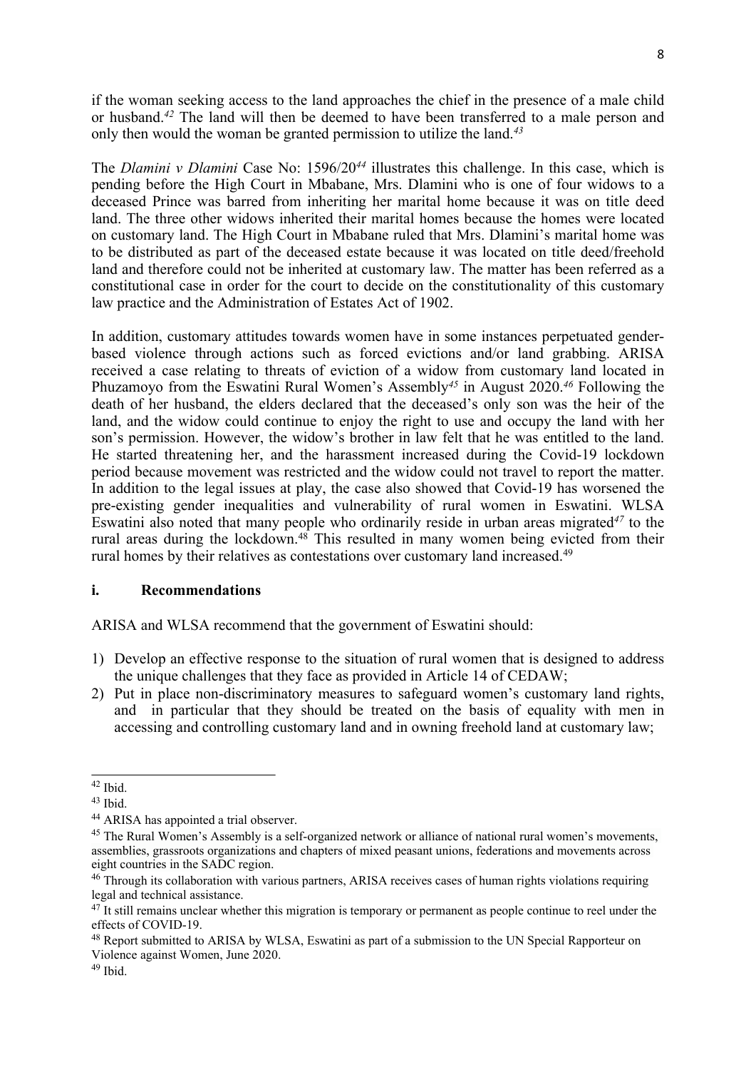if the woman seeking access to the land approaches the chief in the presence of a male child or husband.[42] The land will then be deemed to have been transferred to a male person and only then would the woman be granted permission to utilize the land.[43]

The *Dlamini v Dlamini* Case No: 1596/20[44] illustrates this challenge. In this case, which is pending before the High Court in Mbabane, Mrs. Dlamini who is one of four widows to a deceased Prince was barred from inheriting her marital home because it was on title deed land. The three other widows inherited their marital homes because the homes were located on customary land. The High Court in Mbabane ruled that Mrs. Dlamini's marital home was to be distributed as part of the deceased estate because it was located on title deed/freehold land and therefore could not be inherited at customary law. The matter has been referred as a constitutional case in order for the court to decide on the constitutionality of this customary law practice and the Administration of Estates Act of 1902.

In addition, customary attitudes towards women have in some instances perpetuated gender-based violence through actions such as forced evictions and/or land grabbing. ARISA received a case relating to threats of eviction of a widow from customary land located in Phuzamoyo from the Eswatini Rural Women's Assembly[45] in August 2020.[46] Following the death of her husband, the elders declared that the deceased's only son was the heir of the land, and the widow could continue to enjoy the right to use and occupy the land with her son's permission. However, the widow's brother in law felt that he was entitled to the land. He started threatening her, and the harassment increased during the Covid-19 lockdown period because movement was restricted and the widow could not travel to report the matter. In addition to the legal issues at play, the case also showed that Covid-19 has worsened the pre-existing gender inequalities and vulnerability of rural women in Eswatini. WLSA Eswatini also noted that many people who ordinarily reside in urban areas migrated[47] to the rural areas during the lockdown.[48] This resulted in many women being evicted from their rural homes by their relatives as contestations over customary land increased.[49]

### i. Recommendations

ARISA and WLSA recommend that the government of Eswatini should:

1) Develop an effective response to the situation of rural women that is designed to address the unique challenges that they face as provided in Article 14 of CEDAW;
2) Put in place non-discriminatory measures to safeguard women's customary land rights, and in particular that they should be treated on the basis of equality with men in accessing and controlling customary land and in owning freehold land at customary law;

---

[42] Ibid.

[43] Ibid.

[44] ARISA has appointed a trial observer.

[45] The Rural Women's Assembly is a self-organized network or alliance of national rural women's movements, assemblies, grassroots organizations and chapters of mixed peasant unions, federations and movements across eight countries in the SADC region.

[46] Through its collaboration with various partners, ARISA receives cases of human rights violations requiring legal and technical assistance.

[47] It still remains unclear whether this migration is temporary or permanent as people continue to reel under the effects of COVID-19.

[48] Report submitted to ARISA by WLSA, Eswatini as part of a submission to the UN Special Rapporteur on Violence against Women, June 2020.

[49] Ibid.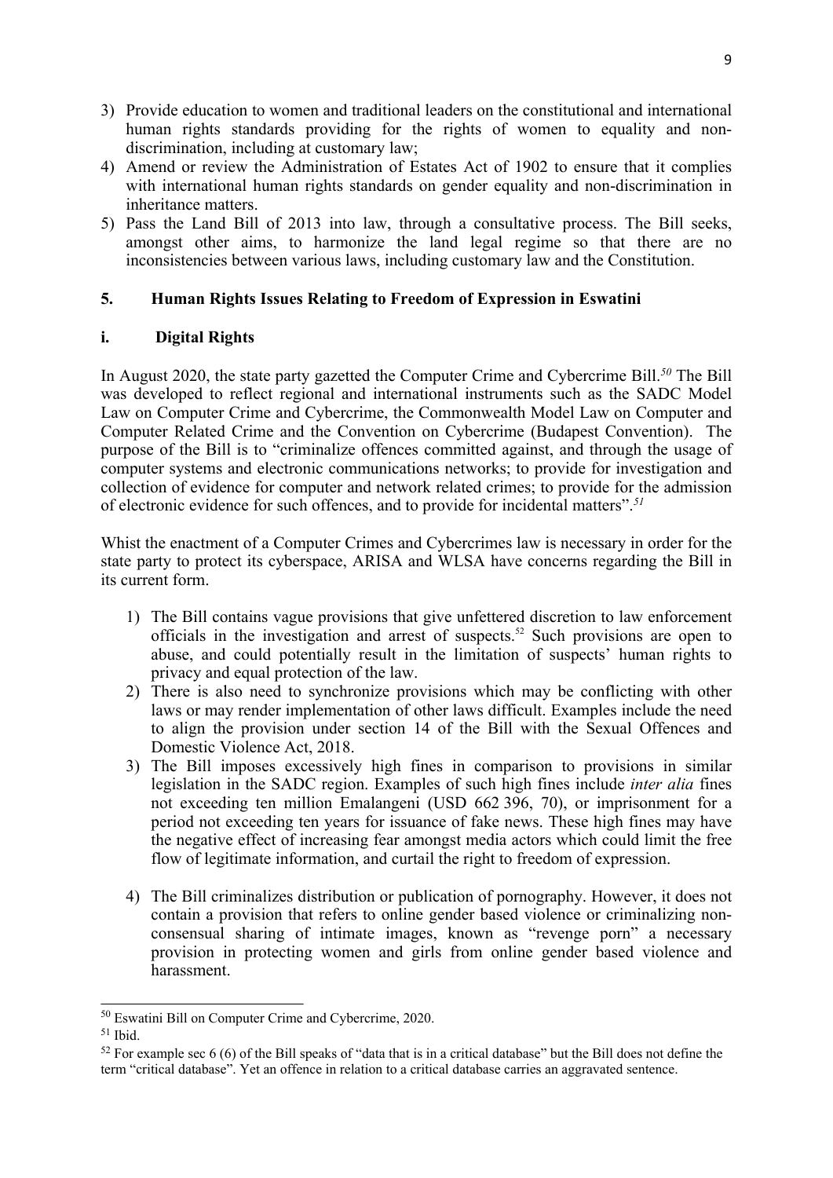3) Provide education to women and traditional leaders on the constitutional and international human rights standards providing for the rights of women to equality and non-discrimination, including at customary law;
4) Amend or review the Administration of Estates Act of 1902 to ensure that it complies with international human rights standards on gender equality and non-discrimination in inheritance matters.
5) Pass the Land Bill of 2013 into law, through a consultative process. The Bill seeks, amongst other aims, to harmonize the land legal regime so that there are no inconsistencies between various laws, including customary law and the Constitution.

## 5. Human Rights Issues Relating to Freedom of Expression in Eswatini

### i. Digital Rights

In August 2020, the state party gazetted the Computer Crime and Cybercrime Bill.[50] The Bill was developed to reflect regional and international instruments such as the SADC Model Law on Computer Crime and Cybercrime, the Commonwealth Model Law on Computer and Computer Related Crime and the Convention on Cybercrime (Budapest Convention). The purpose of the Bill is to "criminalize offences committed against, and through the usage of computer systems and electronic communications networks; to provide for investigation and collection of evidence for computer and network related crimes; to provide for the admission of electronic evidence for such offences, and to provide for incidental matters".[51]

Whist the enactment of a Computer Crimes and Cybercrimes law is necessary in order for the state party to protect its cyberspace, ARISA and WLSA have concerns regarding the Bill in its current form.

1) The Bill contains vague provisions that give unfettered discretion to law enforcement officials in the investigation and arrest of suspects.[52] Such provisions are open to abuse, and could potentially result in the limitation of suspects' human rights to privacy and equal protection of the law.
2) There is also need to synchronize provisions which may be conflicting with other laws or may render implementation of other laws difficult. Examples include the need to align the provision under section 14 of the Bill with the Sexual Offences and Domestic Violence Act, 2018.
3) The Bill imposes excessively high fines in comparison to provisions in similar legislation in the SADC region. Examples of such high fines include *inter alia* fines not exceeding ten million Emalangeni (USD 662 396, 70), or imprisonment for a period not exceeding ten years for issuance of fake news. These high fines may have the negative effect of increasing fear amongst media actors which could limit the free flow of legitimate information, and curtail the right to freedom of expression.
4) The Bill criminalizes distribution or publication of pornography. However, it does not contain a provision that refers to online gender based violence or criminalizing non-consensual sharing of intimate images, known as "revenge porn" a necessary provision in protecting women and girls from online gender based violence and harassment.

---

[50] Eswatini Bill on Computer Crime and Cybercrime, 2020.

[51] Ibid.

[52] For example sec 6 (6) of the Bill speaks of "data that is in a critical database" but the Bill does not define the term "critical database". Yet an offence in relation to a critical database carries an aggravated sentence.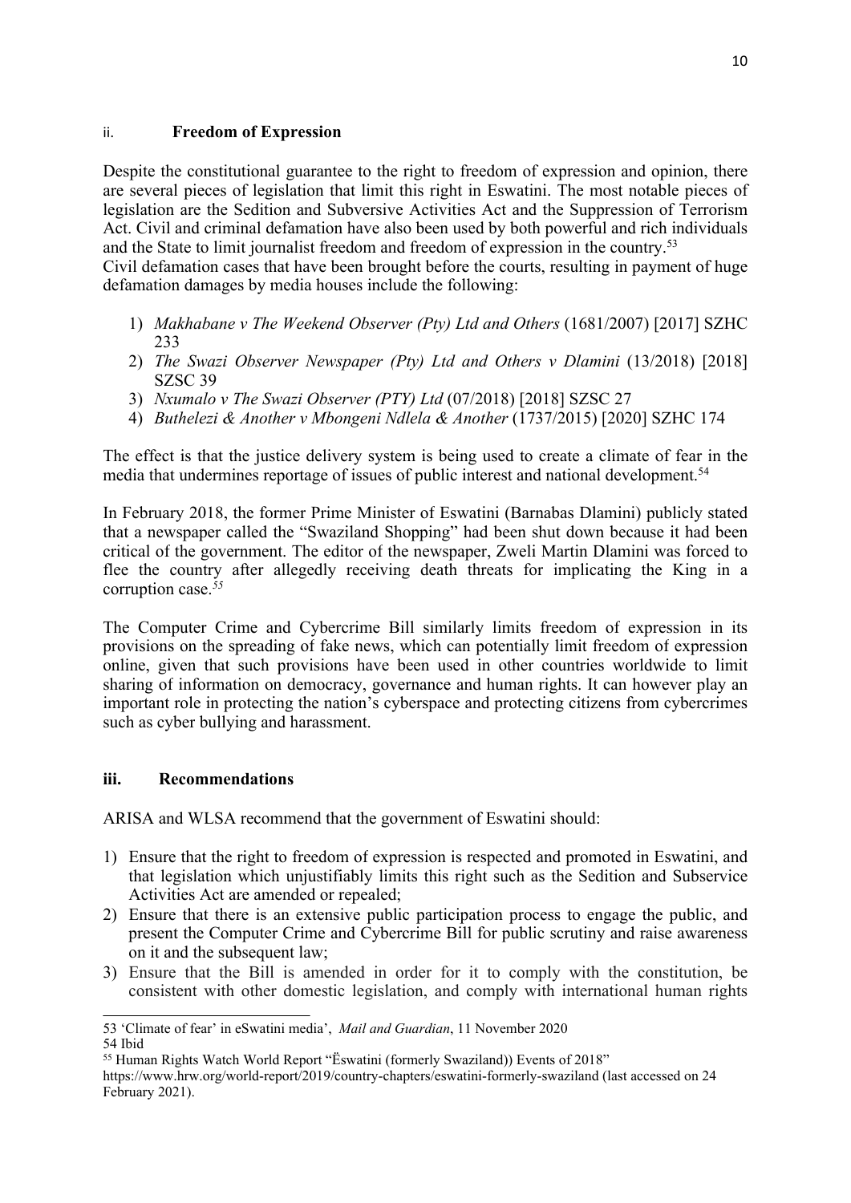### ii. Freedom of Expression

Despite the constitutional guarantee to the right to freedom of expression and opinion, there are several pieces of legislation that limit this right in Eswatini. The most notable pieces of legislation are the Sedition and Subversive Activities Act and the Suppression of Terrorism Act. Civil and criminal defamation have also been used by both powerful and rich individuals and the State to limit journalist freedom and freedom of expression in the country.[53]
Civil defamation cases that have been brought before the courts, resulting in payment of huge defamation damages by media houses include the following:

1) *Makhabane v The Weekend Observer (Pty) Ltd and Others* (1681/2007) [2017] SZHC 233
2) *The Swazi Observer Newspaper (Pty) Ltd and Others v Dlamini* (13/2018) [2018] SZSC 39
3) *Nxumalo v The Swazi Observer (PTY) Ltd* (07/2018) [2018] SZSC 27
4) *Buthelezi & Another v Mbongeni Ndlela & Another* (1737/2015) [2020] SZHC 174

The effect is that the justice delivery system is being used to create a climate of fear in the media that undermines reportage of issues of public interest and national development.[54]

In February 2018, the former Prime Minister of Eswatini (Barnabas Dlamini) publicly stated that a newspaper called the "Swaziland Shopping" had been shut down because it had been critical of the government. The editor of the newspaper, Zweli Martin Dlamini was forced to flee the country after allegedly receiving death threats for implicating the King in a corruption case.[55]

The Computer Crime and Cybercrime Bill similarly limits freedom of expression in its provisions on the spreading of fake news, which can potentially limit freedom of expression online, given that such provisions have been used in other countries worldwide to limit sharing of information on democracy, governance and human rights. It can however play an important role in protecting the nation's cyberspace and protecting citizens from cybercrimes such as cyber bullying and harassment.

### iii. Recommendations

ARISA and WLSA recommend that the government of Eswatini should:

1) Ensure that the right to freedom of expression is respected and promoted in Eswatini, and that legislation which unjustifiably limits this right such as the Sedition and Subservice Activities Act are amended or repealed;
2) Ensure that there is an extensive public participation process to engage the public, and present the Computer Crime and Cybercrime Bill for public scrutiny and raise awareness on it and the subsequent law;
3) Ensure that the Bill is amended in order for it to comply with the constitution, be consistent with other domestic legislation, and comply with international human rights

---

53 'Climate of fear' in eSwatini media', *Mail and Guardian*, 11 November 2020

54 Ibid

55 Human Rights Watch World Report "Ëswatini (formerly Swaziland)) Events of 2018" https://www.hrw.org/world-report/2019/country-chapters/eswatini-formerly-swaziland (last accessed on 24 February 2021).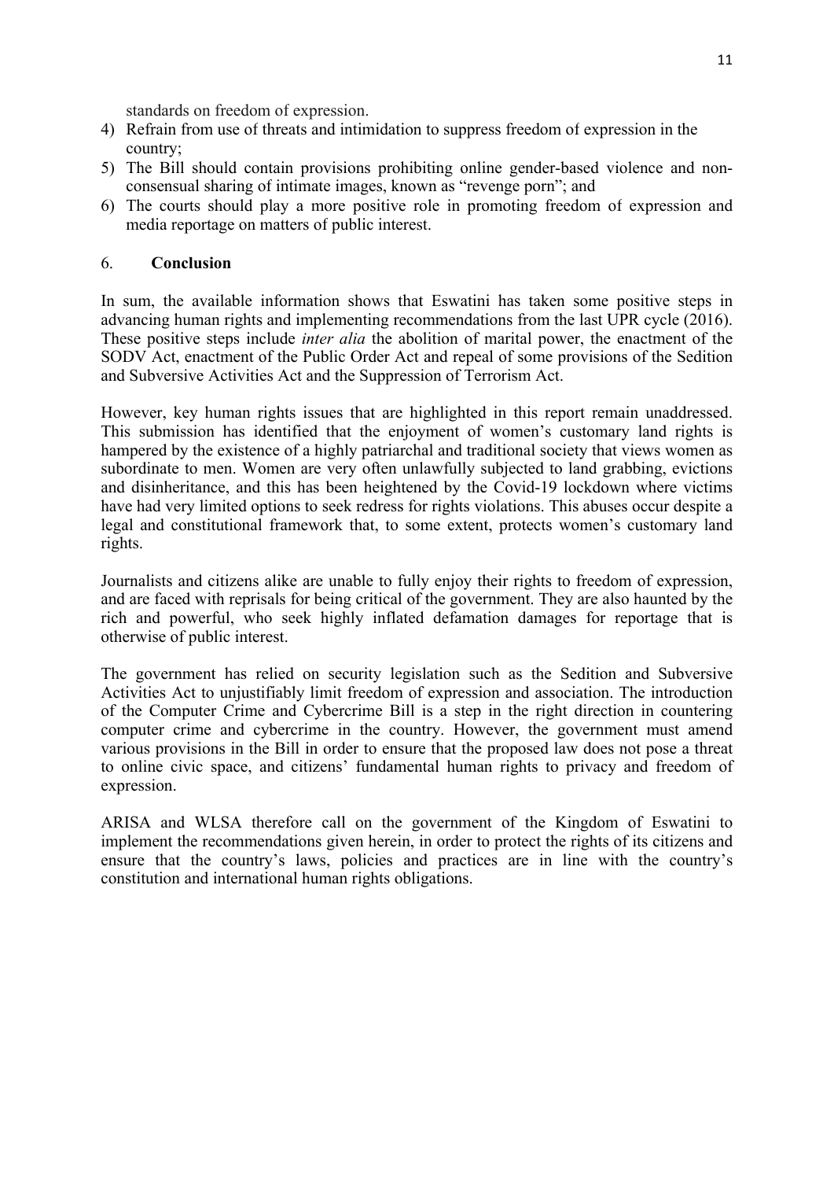standards on freedom of expression.

4) Refrain from use of threats and intimidation to suppress freedom of expression in the country;
5) The Bill should contain provisions prohibiting online gender-based violence and non-consensual sharing of intimate images, known as "revenge porn"; and
6) The courts should play a more positive role in promoting freedom of expression and media reportage on matters of public interest.

## 6. **Conclusion**

In sum, the available information shows that Eswatini has taken some positive steps in advancing human rights and implementing recommendations from the last UPR cycle (2016). These positive steps include *inter alia* the abolition of marital power, the enactment of the SODV Act, enactment of the Public Order Act and repeal of some provisions of the Sedition and Subversive Activities Act and the Suppression of Terrorism Act.

However, key human rights issues that are highlighted in this report remain unaddressed. This submission has identified that the enjoyment of women's customary land rights is hampered by the existence of a highly patriarchal and traditional society that views women as subordinate to men. Women are very often unlawfully subjected to land grabbing, evictions and disinheritance, and this has been heightened by the Covid-19 lockdown where victims have had very limited options to seek redress for rights violations. This abuses occur despite a legal and constitutional framework that, to some extent, protects women's customary land rights.

Journalists and citizens alike are unable to fully enjoy their rights to freedom of expression, and are faced with reprisals for being critical of the government. They are also haunted by the rich and powerful, who seek highly inflated defamation damages for reportage that is otherwise of public interest.

The government has relied on security legislation such as the Sedition and Subversive Activities Act to unjustifiably limit freedom of expression and association. The introduction of the Computer Crime and Cybercrime Bill is a step in the right direction in countering computer crime and cybercrime in the country. However, the government must amend various provisions in the Bill in order to ensure that the proposed law does not pose a threat to online civic space, and citizens' fundamental human rights to privacy and freedom of expression.

ARISA and WLSA therefore call on the government of the Kingdom of Eswatini to implement the recommendations given herein, in order to protect the rights of its citizens and ensure that the country's laws, policies and practices are in line with the country's constitution and international human rights obligations.